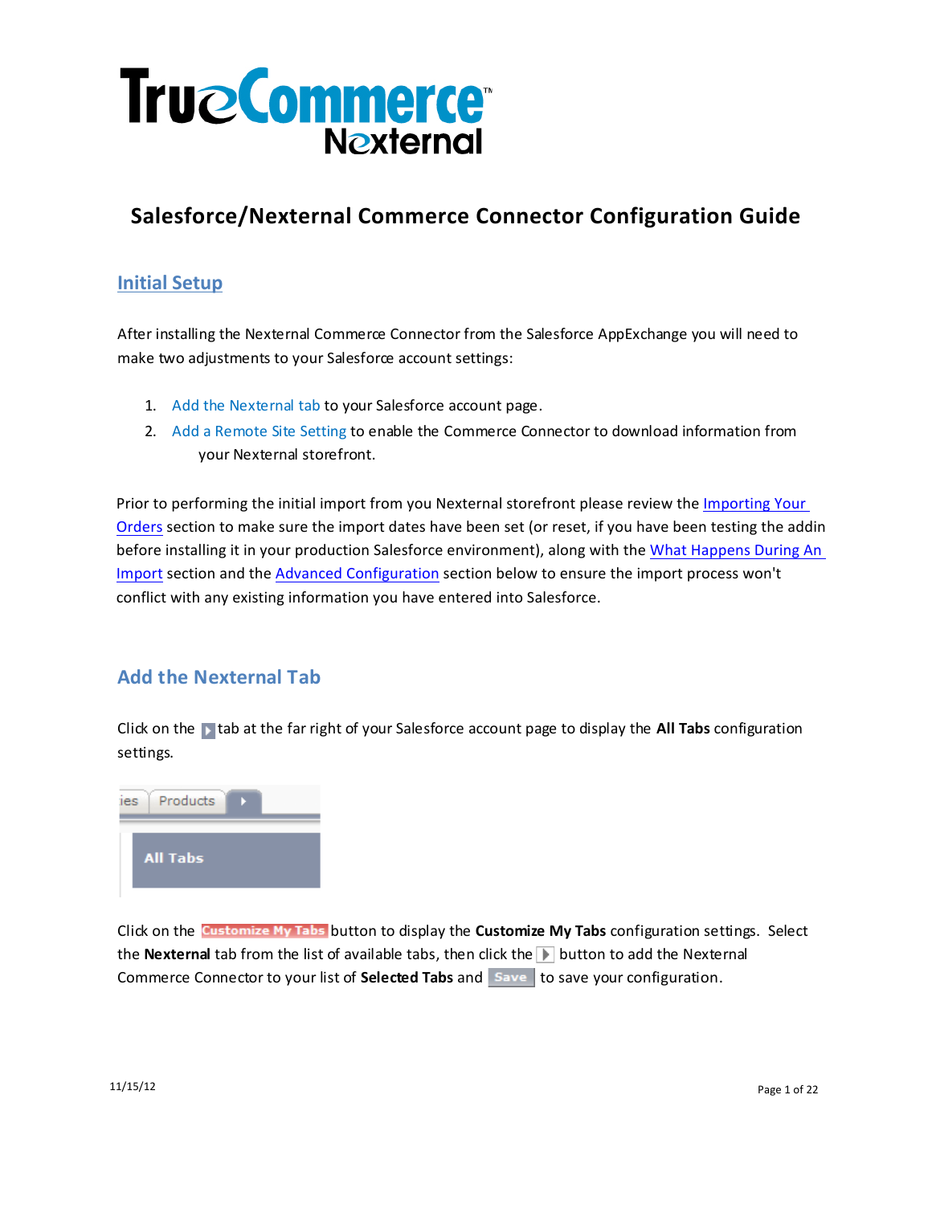# Salesforce/Nexternal Commerce Connector Configuration Guide

## Initial Setup

After installing the Nexternal Commerce Connector from the Salesforce AppExchange you will need to make two adjustments to your Salesforce account settings:

1. Add the Nexternal tab to your Salesforce account page.
2. Add a Remote Site Setting to enable the Commerce Connector to download information from your Nexternal storefront.

Prior to performing the initial import from you Nexternal storefront please review the Importing Your Orders section to make sure the import dates have been set (or reset, if you have been testing the addin before installing it in your production Salesforce environment), along with the What Happens During An Import section and the Advanced Configuration section below to ensure the import process won't conflict with any existing information you have entered into Salesforce.

## Add the Nexternal Tab

Click on the ▸ tab at the far right of your Salesforce account page to display the **All Tabs** configuration settings.

Click on the Customize My Tabs button to display the **Customize My Tabs** configuration settings. Select the **Nexternal** tab from the list of available tabs, then click the ▸ button to add the Nexternal Commerce Connector to your list of **Selected Tabs** and Save to save your configuration.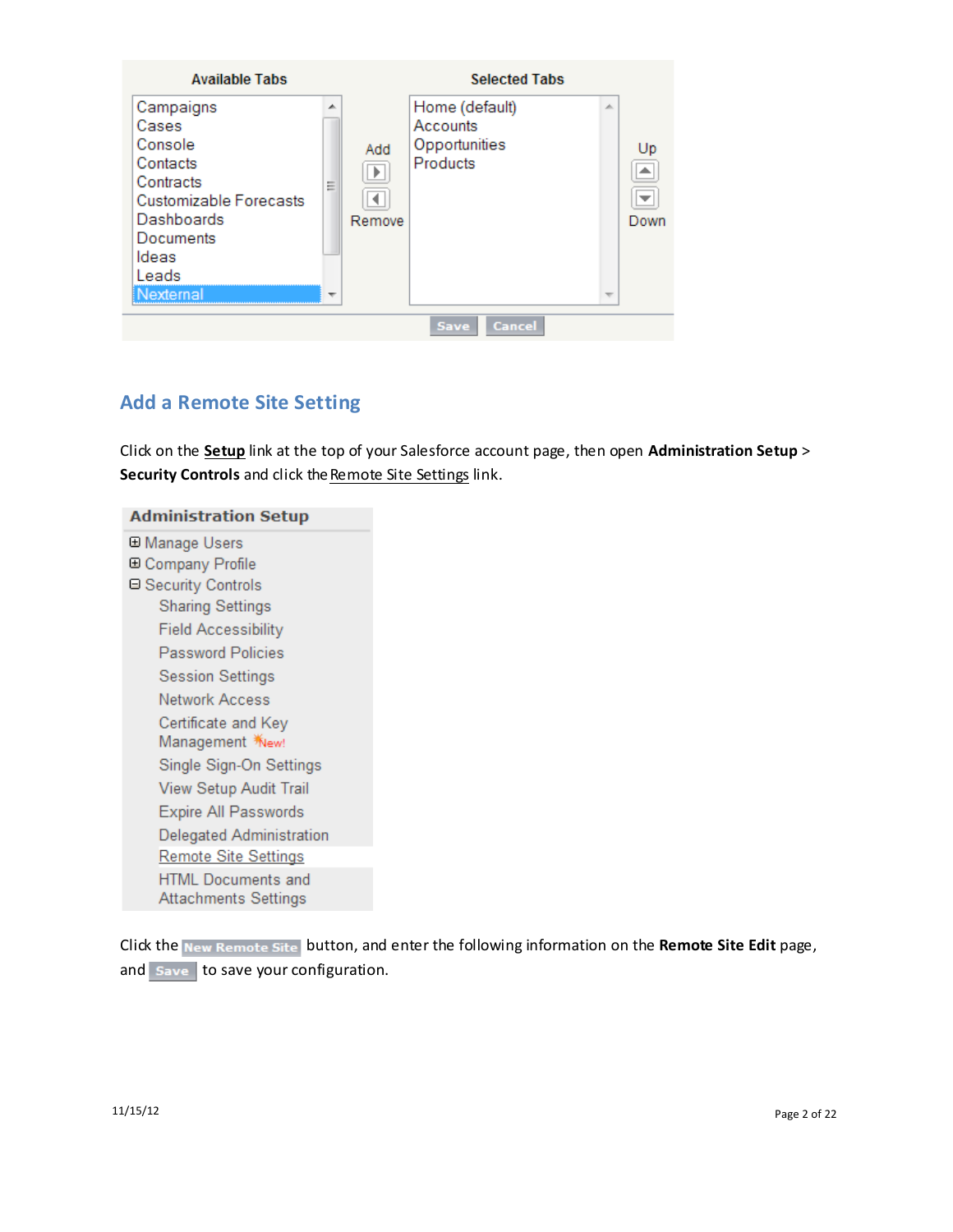| Available Tabs | | Selected Tabs | |
|---|---|---|---|
| Campaigns<br>Cases<br>Console<br>Contacts<br>Contracts<br>Customizable Forecasts<br>Dashboards<br>Documents<br>Ideas<br>Leads<br>Nexternal | Add<br>Remove | Home (default)<br>Accounts<br>Opportunities<br>Products | Up<br>Down |

Save Cancel

## Add a Remote Site Setting

Click on the **Setup** link at the top of your Salesforce account page, then open **Administration Setup** > **Security Controls** and click the Remote Site Settings link.

**Administration Setup**

- Manage Users
- Company Profile
- Security Controls
  - Sharing Settings
  - Field Accessibility
  - Password Policies
  - Session Settings
  - Network Access
  - Certificate and Key Management New!
  - Single Sign-On Settings
  - View Setup Audit Trail
  - Expire All Passwords
  - Delegated Administration
  - Remote Site Settings
  - HTML Documents and Attachments Settings

Click the **New Remote Site** button, and enter the following information on the **Remote Site Edit** page, and **Save** to save your configuration.

11/15/12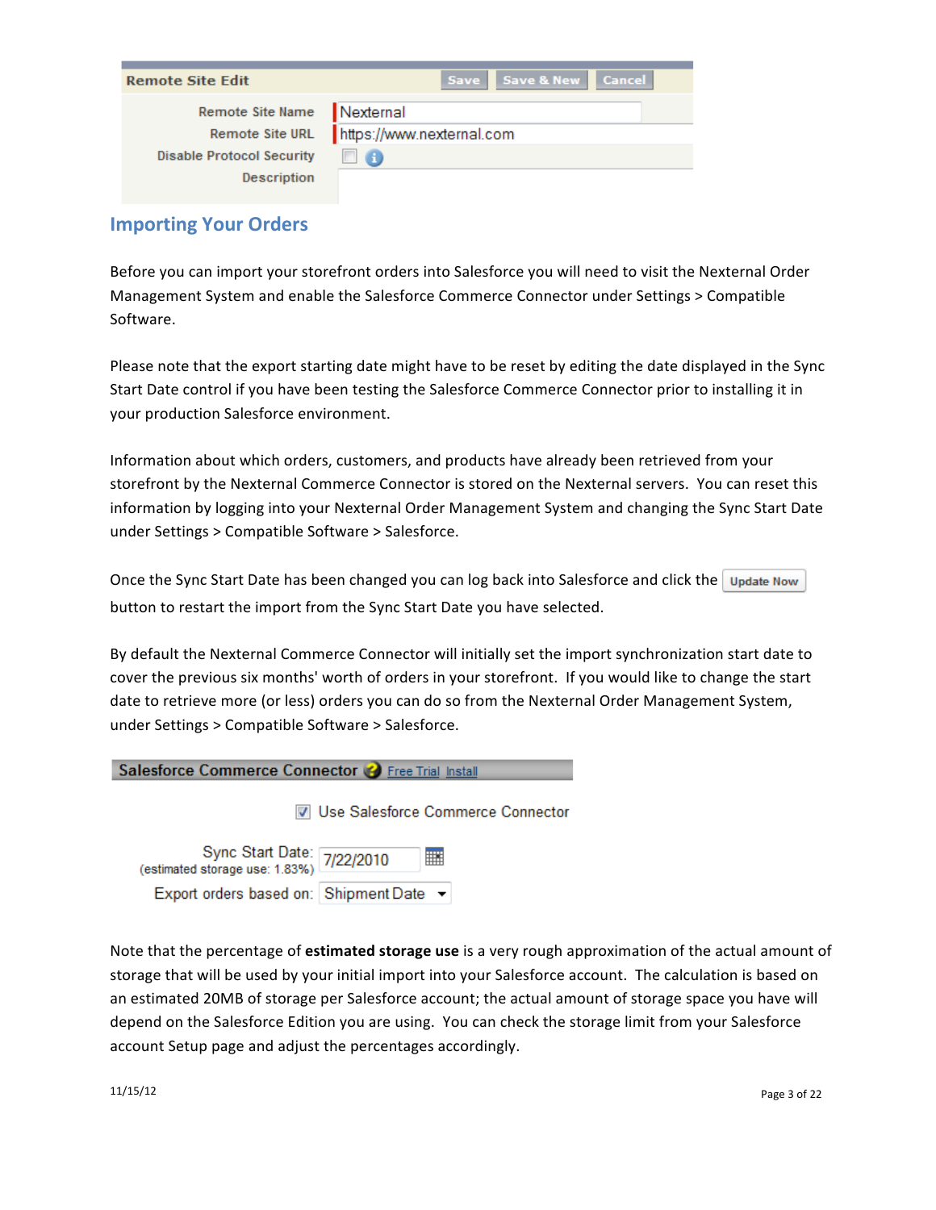| Remote Site Edit | Save | Save & New | Cancel |
|---|---|---|---|
| Remote Site Name | Nexternal | | |
| Remote Site URL | https://www.nexternal.com | | |
| Disable Protocol Security | ☐ | | |
| Description | | | |

## Importing Your Orders

Before you can import your storefront orders into Salesforce you will need to visit the Nexternal Order Management System and enable the Salesforce Commerce Connector under Settings > Compatible Software.

Please note that the export starting date might have to be reset by editing the date displayed in the Sync Start Date control if you have been testing the Salesforce Commerce Connector prior to installing it in your production Salesforce environment.

Information about which orders, customers, and products have already been retrieved from your storefront by the Nexternal Commerce Connector is stored on the Nexternal servers. You can reset this information by logging into your Nexternal Order Management System and changing the Sync Start Date under Settings > Compatible Software > Salesforce.

Once the Sync Start Date has been changed you can log back into Salesforce and click the **Update Now** button to restart the import from the Sync Start Date you have selected.

By default the Nexternal Commerce Connector will initially set the import synchronization start date to cover the previous six months' worth of orders in your storefront. If you would like to change the start date to retrieve more (or less) orders you can do so from the Nexternal Order Management System, under Settings > Compatible Software > Salesforce.

**Salesforce Commerce Connector** Free Trial Install

☑ Use Salesforce Commerce Connector

| | |
|---|---|
| Sync Start Date: (estimated storage use: 1.83%) | 7/22/2010 |
| Export orders based on: | Shipment Date |

Note that the percentage of **estimated storage use** is a very rough approximation of the actual amount of storage that will be used by your initial import into your Salesforce account. The calculation is based on an estimated 20MB of storage per Salesforce account; the actual amount of storage space you have will depend on the Salesforce Edition you are using. You can check the storage limit from your Salesforce account Setup page and adjust the percentages accordingly.

11/15/12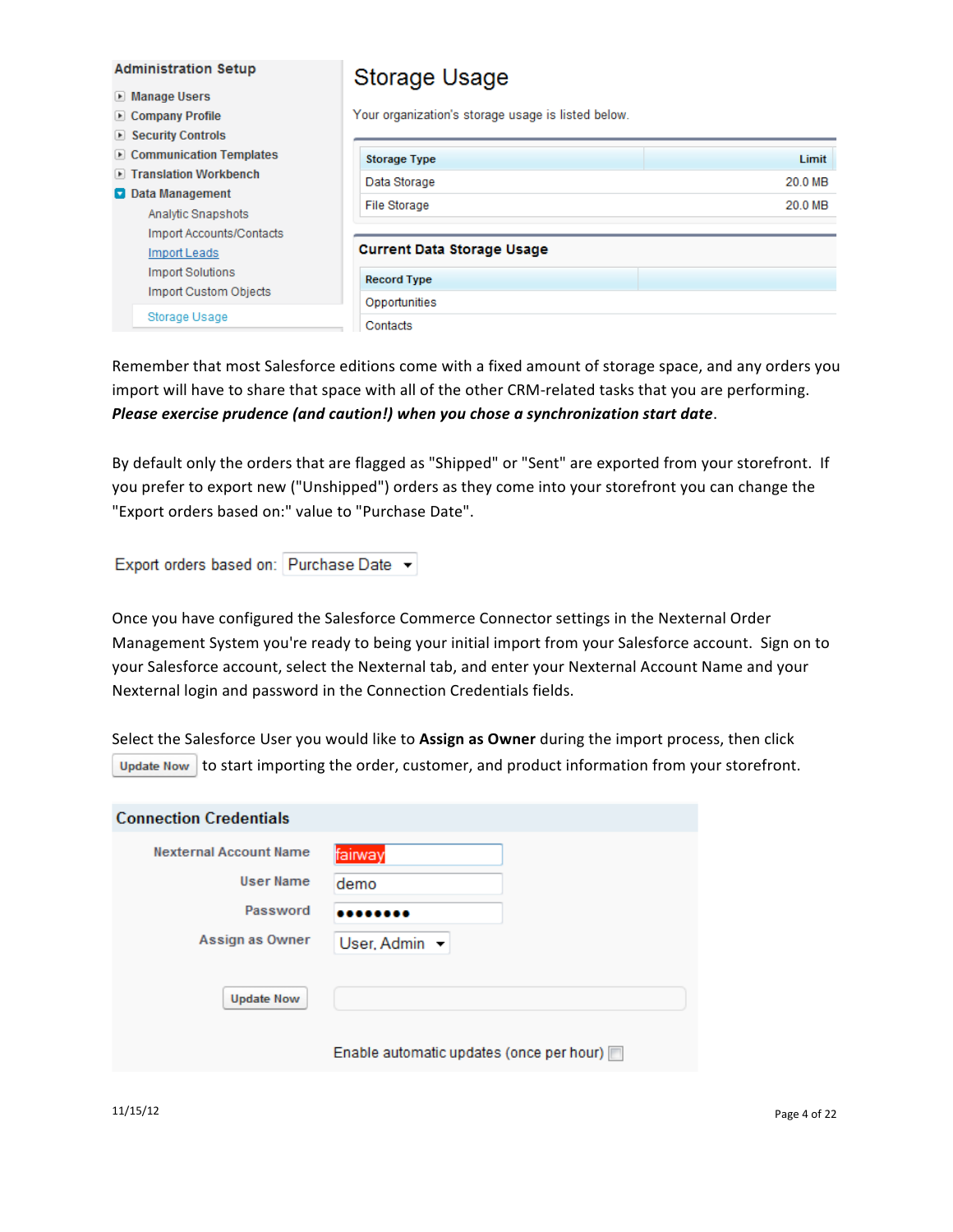**Administration Setup**

- Manage Users
- Company Profile
- Security Controls
- Communication Templates
- Translation Workbench
- Data Management
  - Analytic Snapshots
  - Import Accounts/Contacts
  - Import Leads
  - Import Solutions
  - Import Custom Objects
  - Storage Usage

## Storage Usage

Your organization's storage usage is listed below.

| Storage Type | Limit |
|---|---|
| Data Storage | 20.0 MB |
| File Storage | 20.0 MB |

**Current Data Storage Usage**

| Record Type | |
|---|---|
| Opportunities | |
| Contacts | |

Remember that most Salesforce editions come with a fixed amount of storage space, and any orders you import will have to share that space with all of the other CRM-related tasks that you are performing. ***Please exercise prudence (and caution!) when you chose a synchronization start date***.

By default only the orders that are flagged as "Shipped" or "Sent" are exported from your storefront. If you prefer to export new ("Unshipped") orders as they come into your storefront you can change the "Export orders based on:" value to "Purchase Date".

Export orders based on: Purchase Date

Once you have configured the Salesforce Commerce Connector settings in the Nexternal Order Management System you're ready to being your initial import from your Salesforce account. Sign on to your Salesforce account, select the Nexternal tab, and enter your Nexternal Account Name and your Nexternal login and password in the Connection Credentials fields.

Select the Salesforce User you would like to **Assign as Owner** during the import process, then click Update Now to start importing the order, customer, and product information from your storefront.

**Connection Credentials**

| | |
|---|---|
| Nexternal Account Name | fairway |
| User Name | demo |
| Password | •••••••• |
| Assign as Owner | User, Admin |
| Update Now | |
| | Enable automatic updates (once per hour) |

11/15/12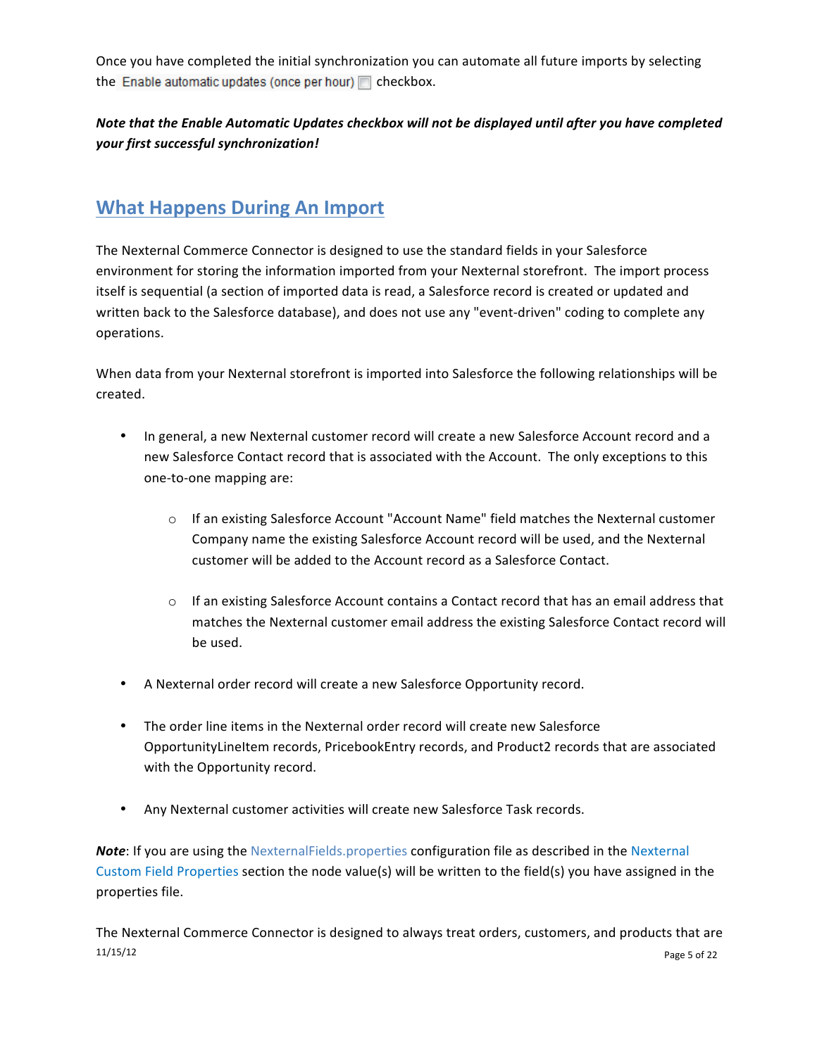Once you have completed the initial synchronization you can automate all future imports by selecting the Enable automatic updates (once per hour) checkbox.

***Note that the Enable Automatic Updates checkbox will not be displayed until after you have completed your first successful synchronization!***

## What Happens During An Import

The Nexternal Commerce Connector is designed to use the standard fields in your Salesforce environment for storing the information imported from your Nexternal storefront. The import process itself is sequential (a section of imported data is read, a Salesforce record is created or updated and written back to the Salesforce database), and does not use any "event-driven" coding to complete any operations.

When data from your Nexternal storefront is imported into Salesforce the following relationships will be created.

- In general, a new Nexternal customer record will create a new Salesforce Account record and a new Salesforce Contact record that is associated with the Account. The only exceptions to this one-to-one mapping are:
  - If an existing Salesforce Account "Account Name" field matches the Nexternal customer Company name the existing Salesforce Account record will be used, and the Nexternal customer will be added to the Account record as a Salesforce Contact.
  - If an existing Salesforce Account contains a Contact record that has an email address that matches the Nexternal customer email address the existing Salesforce Contact record will be used.
- A Nexternal order record will create a new Salesforce Opportunity record.
- The order line items in the Nexternal order record will create new Salesforce OpportunityLineItem records, PricebookEntry records, and Product2 records that are associated with the Opportunity record.
- Any Nexternal customer activities will create new Salesforce Task records.

***Note***: If you are using the NexternalFields.properties configuration file as described in the Nexternal Custom Field Properties section the node value(s) will be written to the field(s) you have assigned in the properties file.

The Nexternal Commerce Connector is designed to always treat orders, customers, and products that are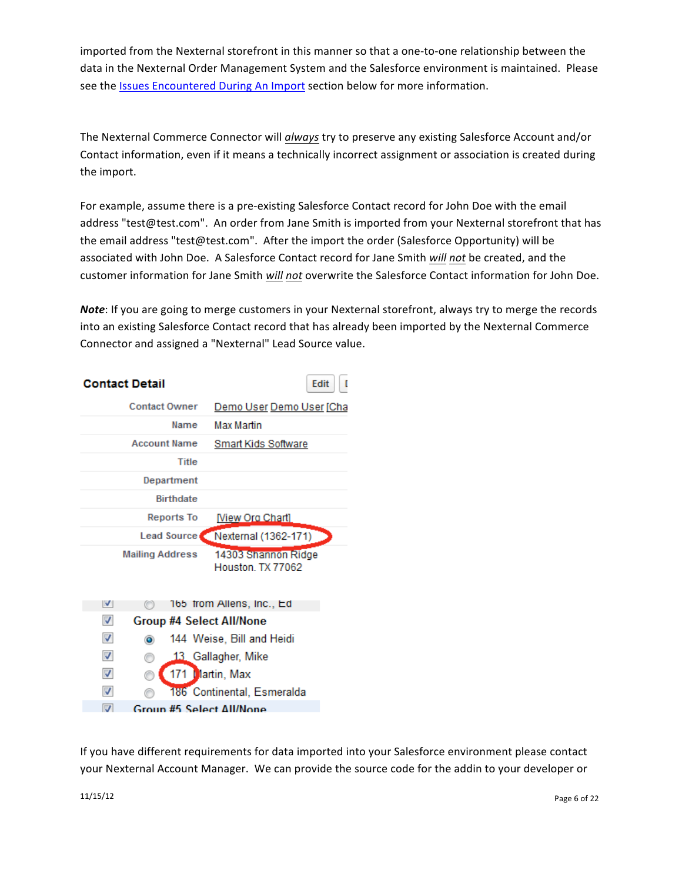imported from the Nexternal storefront in this manner so that a one-to-one relationship between the data in the Nexternal Order Management System and the Salesforce environment is maintained. Please see the Issues Encountered During An Import section below for more information.

The Nexternal Commerce Connector will ***always*** try to preserve any existing Salesforce Account and/or Contact information, even if it means a technically incorrect assignment or association is created during the import.

For example, assume there is a pre-existing Salesforce Contact record for John Doe with the email address "test@test.com". An order from Jane Smith is imported from your Nexternal storefront that has the email address "test@test.com". After the import the order (Salesforce Opportunity) will be associated with John Doe. A Salesforce Contact record for Jane Smith *will not* be created, and the customer information for Jane Smith *will not* overwrite the Salesforce Contact information for John Doe.

***Note***: If you are going to merge customers in your Nexternal storefront, always try to merge the records into an existing Salesforce Contact record that has already been imported by the Nexternal Commerce Connector and assigned a "Nexternal" Lead Source value.

**Contact Detail**

| | |
|---|---|
| Contact Owner | Demo User Demo User [Cha |
| Name | Max Martin |
| Account Name | Smart Kids Software |
| Title | |
| Department | |
| Birthdate | |
| Reports To | [View Org Chart] |
| Lead Source | Nexternal (1362-171) |
| Mailing Address | 14303 Shannon Ridge<br>Houston, TX 77062 |

- 165 from Allens, Inc., Ed
- **Group #4 Select All/None**
- 144 Weise, Bill and Heidi
- 13 Gallagher, Mike
- 171 Martin, Max
- 186 Continental, Esmeralda
- **Group #5 Select All/None**

If you have different requirements for data imported into your Salesforce environment please contact your Nexternal Account Manager. We can provide the source code for the addin to your developer or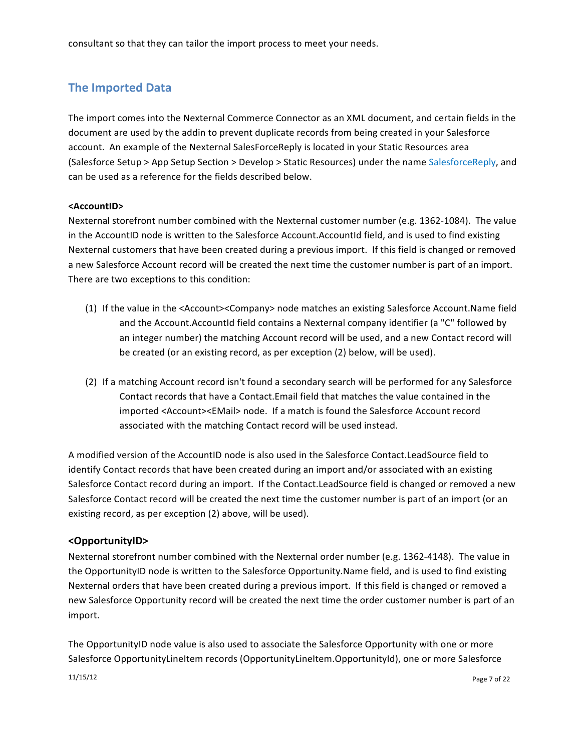consultant so that they can tailor the import process to meet your needs.

## The Imported Data

The import comes into the Nexternal Commerce Connector as an XML document, and certain fields in the document are used by the addin to prevent duplicate records from being created in your Salesforce account. An example of the Nexternal SalesForceReply is located in your Static Resources area (Salesforce Setup > App Setup Section > Develop > Static Resources) under the name SalesforceReply, and can be used as a reference for the fields described below.

**<AccountID>**

Nexternal storefront number combined with the Nexternal customer number (e.g. 1362-1084). The value in the AccountID node is written to the Salesforce Account.AccountId field, and is used to find existing Nexternal customers that have been created during a previous import. If this field is changed or removed a new Salesforce Account record will be created the next time the customer number is part of an import. There are two exceptions to this condition:

(1) If the value in the <Account><Company> node matches an existing Salesforce Account.Name field and the Account.AccountId field contains a Nexternal company identifier (a "C" followed by an integer number) the matching Account record will be used, and a new Contact record will be created (or an existing record, as per exception (2) below, will be used).

(2) If a matching Account record isn't found a secondary search will be performed for any Salesforce Contact records that have a Contact.Email field that matches the value contained in the imported <Account><EMail> node. If a match is found the Salesforce Account record associated with the matching Contact record will be used instead.

A modified version of the AccountID node is also used in the Salesforce Contact.LeadSource field to identify Contact records that have been created during an import and/or associated with an existing Salesforce Contact record during an import. If the Contact.LeadSource field is changed or removed a new Salesforce Contact record will be created the next time the customer number is part of an import (or an existing record, as per exception (2) above, will be used).

### <OpportunityID>

Nexternal storefront number combined with the Nexternal order number (e.g. 1362-4148). The value in the OpportunityID node is written to the Salesforce Opportunity.Name field, and is used to find existing Nexternal orders that have been created during a previous import. If this field is changed or removed a new Salesforce Opportunity record will be created the next time the order customer number is part of an import.

The OpportunityID node value is also used to associate the Salesforce Opportunity with one or more Salesforce OpportunityLineItem records (OpportunityLineItem.OpportunityId), one or more Salesforce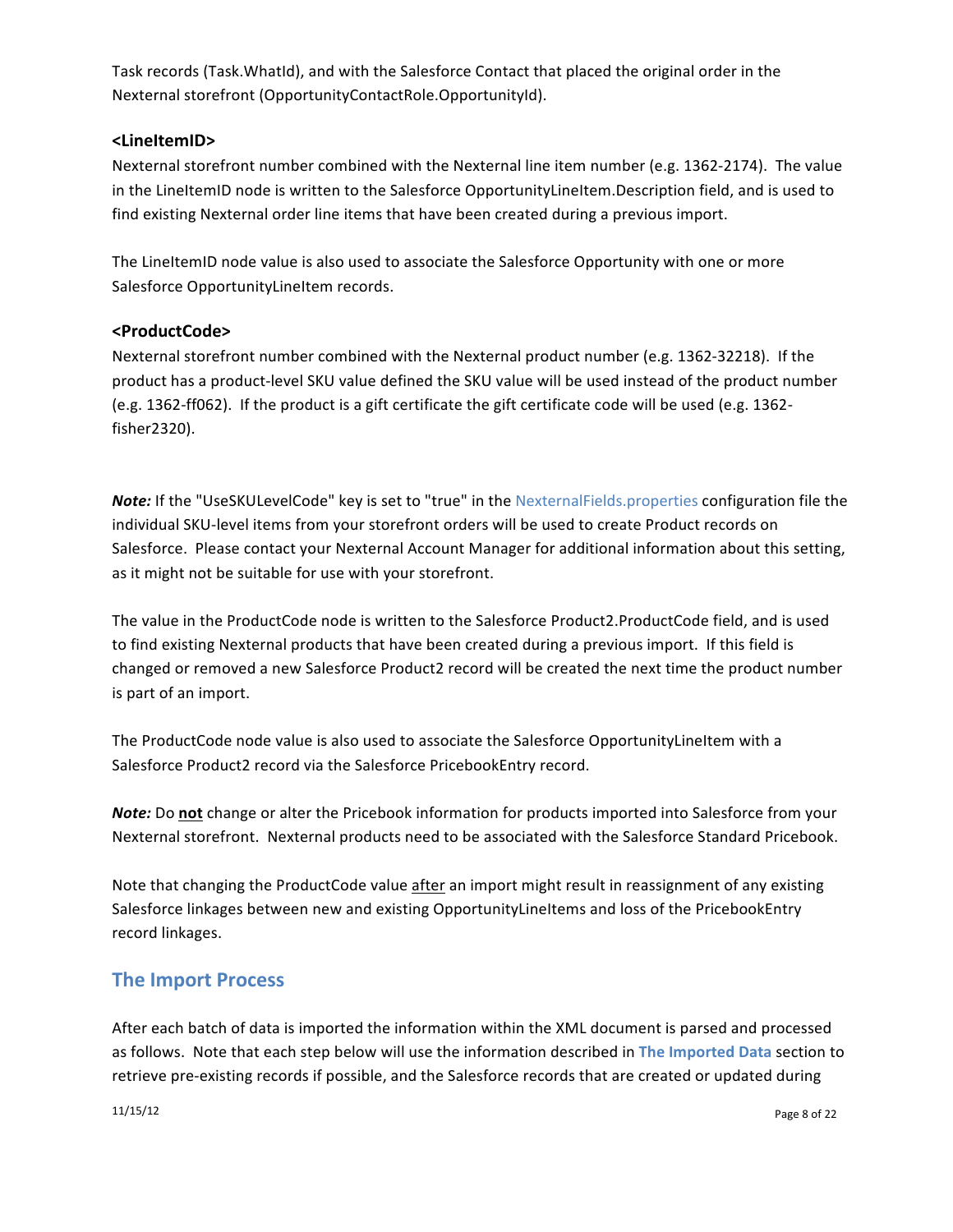Task records (Task.WhatId), and with the Salesforce Contact that placed the original order in the Nexternal storefront (OpportunityContactRole.OpportunityId).

### <LineItemID>

Nexternal storefront number combined with the Nexternal line item number (e.g. 1362-2174). The value in the LineItemID node is written to the Salesforce OpportunityLineItem.Description field, and is used to find existing Nexternal order line items that have been created during a previous import.

The LineItemID node value is also used to associate the Salesforce Opportunity with one or more Salesforce OpportunityLineItem records.

### <ProductCode>

Nexternal storefront number combined with the Nexternal product number (e.g. 1362-32218). If the product has a product-level SKU value defined the SKU value will be used instead of the product number (e.g. 1362-ff062). If the product is a gift certificate the gift certificate code will be used (e.g. 1362-fisher2320).

***Note:*** If the "UseSKULevelCode" key is set to "true" in the NexternalFields.properties configuration file the individual SKU-level items from your storefront orders will be used to create Product records on Salesforce. Please contact your Nexternal Account Manager for additional information about this setting, as it might not be suitable for use with your storefront.

The value in the ProductCode node is written to the Salesforce Product2.ProductCode field, and is used to find existing Nexternal products that have been created during a previous import. If this field is changed or removed a new Salesforce Product2 record will be created the next time the product number is part of an import.

The ProductCode node value is also used to associate the Salesforce OpportunityLineItem with a Salesforce Product2 record via the Salesforce PricebookEntry record.

***Note:*** Do **not** change or alter the Pricebook information for products imported into Salesforce from your Nexternal storefront. Nexternal products need to be associated with the Salesforce Standard Pricebook.

Note that changing the ProductCode value after an import might result in reassignment of any existing Salesforce linkages between new and existing OpportunityLineItems and loss of the PricebookEntry record linkages.

## The Import Process

After each batch of data is imported the information within the XML document is parsed and processed as follows. Note that each step below will use the information described in **The Imported Data** section to retrieve pre-existing records if possible, and the Salesforce records that are created or updated during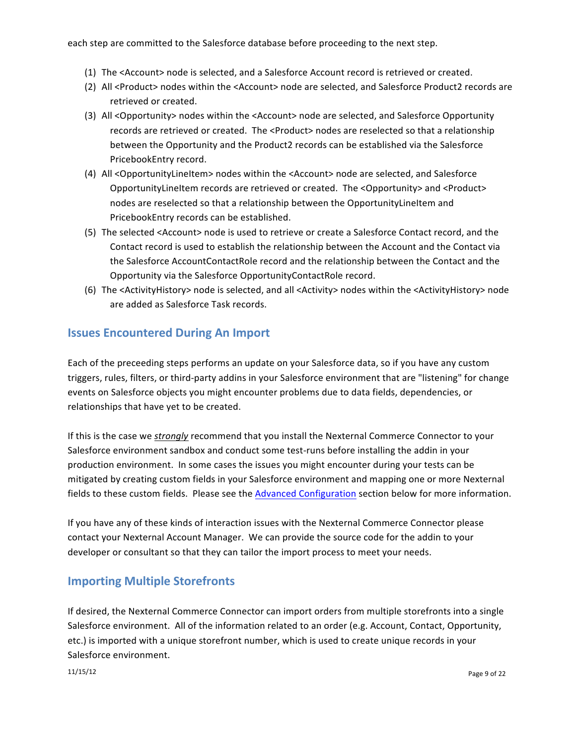each step are committed to the Salesforce database before proceeding to the next step.

(1) The <Account> node is selected, and a Salesforce Account record is retrieved or created.
(2) All <Product> nodes within the <Account> node are selected, and Salesforce Product2 records are retrieved or created.
(3) All <Opportunity> nodes within the <Account> node are selected, and Salesforce Opportunity records are retrieved or created. The <Product> nodes are reselected so that a relationship between the Opportunity and the Product2 records can be established via the Salesforce PricebookEntry record.
(4) All <OpportunityLineItem> nodes within the <Account> node are selected, and Salesforce OpportunityLineItem records are retrieved or created. The <Opportunity> and <Product> nodes are reselected so that a relationship between the OpportunityLineItem and PricebookEntry records can be established.
(5) The selected <Account> node is used to retrieve or create a Salesforce Contact record, and the Contact record is used to establish the relationship between the Account and the Contact via the Salesforce AccountContactRole record and the relationship between the Contact and the Opportunity via the Salesforce OpportunityContactRole record.
(6) The <ActivityHistory> node is selected, and all <Activity> nodes within the <ActivityHistory> node are added as Salesforce Task records.

## Issues Encountered During An Import

Each of the preceeding steps performs an update on your Salesforce data, so if you have any custom triggers, rules, filters, or third-party addins in your Salesforce environment that are "listening" for change events on Salesforce objects you might encounter problems due to data fields, dependencies, or relationships that have yet to be created.

If this is the case we ***strongly*** recommend that you install the Nexternal Commerce Connector to your Salesforce environment sandbox and conduct some test-runs before installing the addin in your production environment. In some cases the issues you might encounter during your tests can be mitigated by creating custom fields in your Salesforce environment and mapping one or more Nexternal fields to these custom fields. Please see the Advanced Configuration section below for more information.

If you have any of these kinds of interaction issues with the Nexternal Commerce Connector please contact your Nexternal Account Manager. We can provide the source code for the addin to your developer or consultant so that they can tailor the import process to meet your needs.

## Importing Multiple Storefronts

If desired, the Nexternal Commerce Connector can import orders from multiple storefronts into a single Salesforce environment. All of the information related to an order (e.g. Account, Contact, Opportunity, etc.) is imported with a unique storefront number, which is used to create unique records in your Salesforce environment.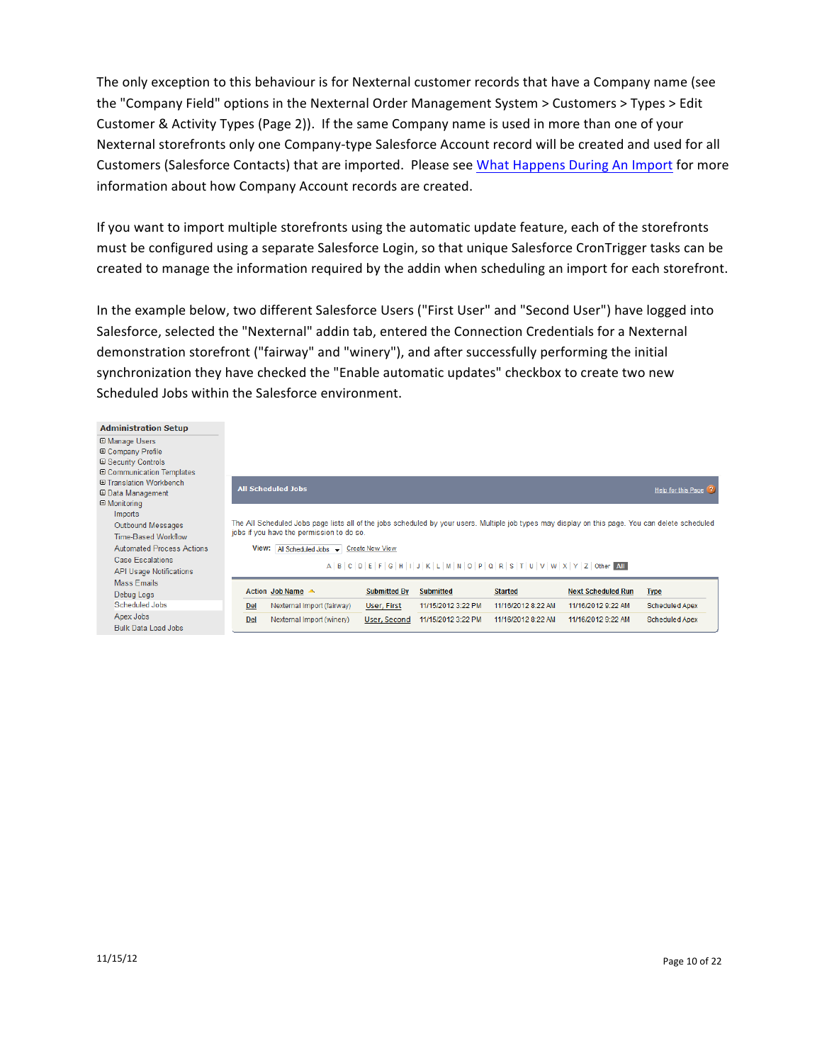The only exception to this behaviour is for Nexternal customer records that have a Company name (see the "Company Field" options in the Nexternal Order Management System > Customers > Types > Edit Customer & Activity Types (Page 2)). If the same Company name is used in more than one of your Nexternal storefronts only one Company-type Salesforce Account record will be created and used for all Customers (Salesforce Contacts) that are imported. Please see What Happens During An Import for more information about how Company Account records are created.

If you want to import multiple storefronts using the automatic update feature, each of the storefronts must be configured using a separate Salesforce Login, so that unique Salesforce CronTrigger tasks can be created to manage the information required by the addin when scheduling an import for each storefront.

In the example below, two different Salesforce Users ("First User" and "Second User") have logged into Salesforce, selected the "Nexternal" addin tab, entered the Connection Credentials for a Nexternal demonstration storefront ("fairway" and "winery"), and after successfully performing the initial synchronization they have checked the "Enable automatic updates" checkbox to create two new Scheduled Jobs within the Salesforce environment.

**Administration Setup**

- Manage Users
- Company Profile
- Security Controls
- Communication Templates
- Translation Workbench
- Data Management
- Monitoring
  - Imports
  - Outbound Messages
  - Time-Based Workflow
  - Automated Process Actions
  - Case Escalations
  - API Usage Notifications
  - Mass Emails
  - Debug Logs
  - Scheduled Jobs
  - Apex Jobs
  - Bulk Data Load Jobs

**All Scheduled Jobs** — Help for this Page

The All Scheduled Jobs page lists all of the jobs scheduled by your users. Multiple job types may display on this page. You can delete scheduled jobs if you have the permission to do so.

View: All Scheduled Jobs | Create New View

A | B | C | D | E | F | G | H | I | J | K | L | M | N | O | P | Q | R | S | T | U | V | W | X | Y | Z | Other | All

| Action | Job Name | Submitted By | Submitted | Started | Next Scheduled Run | Type |
|---|---|---|---|---|---|---|
| Del | Nexternal Import (fairway) | User, First | 11/15/2012 3:22 PM | 11/16/2012 8:22 AM | 11/16/2012 9:22 AM | Scheduled Apex |
| Del | Nexternal Import (winery) | User, Second | 11/15/2012 3:22 PM | 11/16/2012 8:22 AM | 11/16/2012 9:22 AM | Scheduled Apex |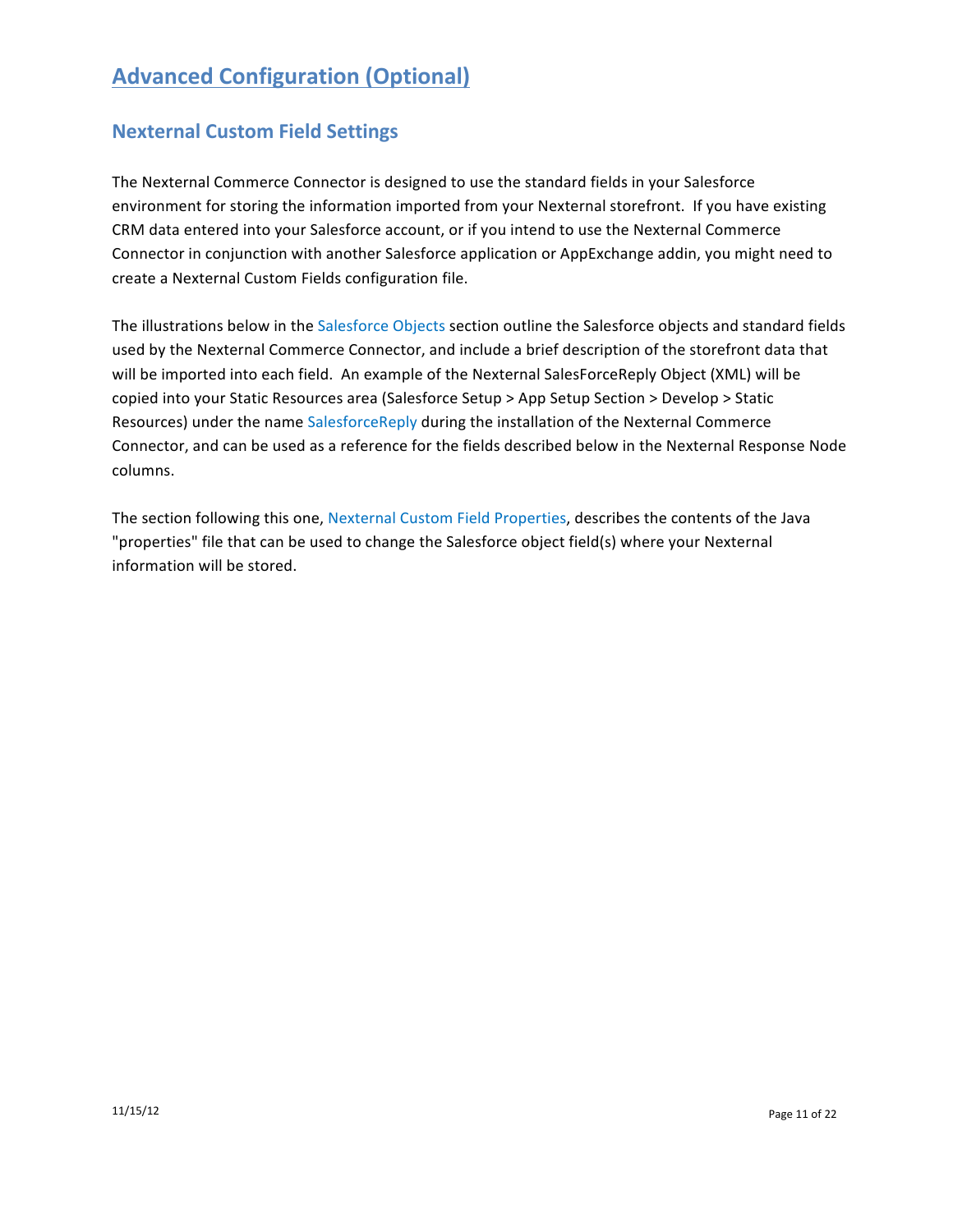# Advanced Configuration (Optional)

## Nexternal Custom Field Settings

The Nexternal Commerce Connector is designed to use the standard fields in your Salesforce environment for storing the information imported from your Nexternal storefront. If you have existing CRM data entered into your Salesforce account, or if you intend to use the Nexternal Commerce Connector in conjunction with another Salesforce application or AppExchange addin, you might need to create a Nexternal Custom Fields configuration file.

The illustrations below in the Salesforce Objects section outline the Salesforce objects and standard fields used by the Nexternal Commerce Connector, and include a brief description of the storefront data that will be imported into each field. An example of the Nexternal SalesForceReply Object (XML) will be copied into your Static Resources area (Salesforce Setup > App Setup Section > Develop > Static Resources) under the name SalesforceReply during the installation of the Nexternal Commerce Connector, and can be used as a reference for the fields described below in the Nexternal Response Node columns.

The section following this one, Nexternal Custom Field Properties, describes the contents of the Java "properties" file that can be used to change the Salesforce object field(s) where your Nexternal information will be stored.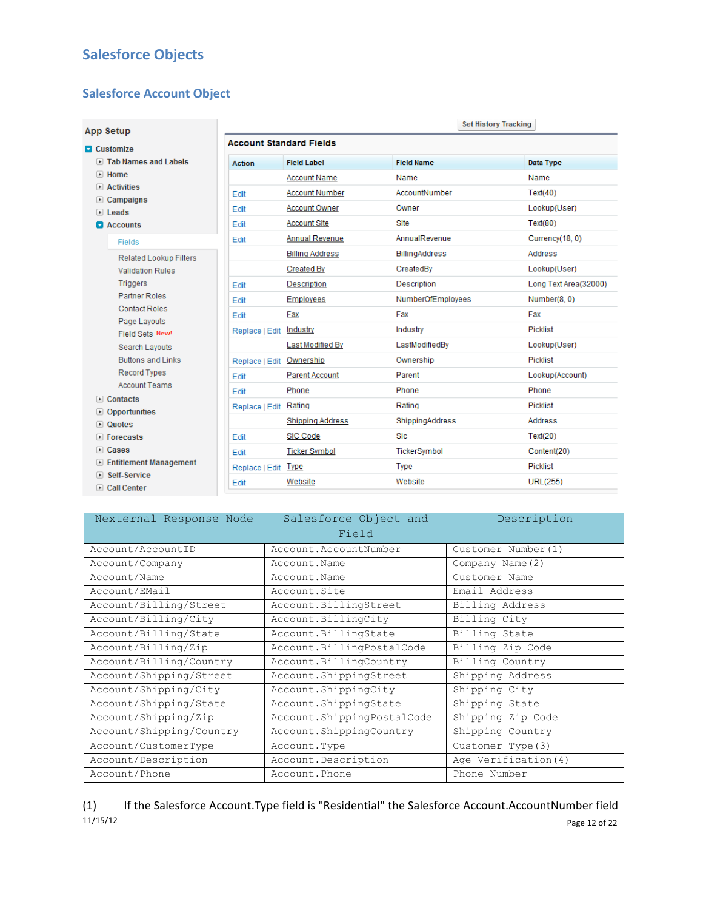# Salesforce Objects

## Salesforce Account Object

**App Setup**

- Customize
  - Tab Names and Labels
  - Home
  - Activities
  - Campaigns
  - Leads
  - Accounts
    - Fields
    - Related Lookup Filters
    - Validation Rules
    - Triggers
    - Partner Roles
    - Contact Roles
    - Page Layouts
    - Field Sets New!
    - Search Layouts
    - Buttons and Links
    - Record Types
    - Account Teams
  - Contacts
  - Opportunities
  - Quotes
  - Forecasts
  - Cases
  - Entitlement Management
  - Self-Service
  - Call Center

Set History Tracking

**Account Standard Fields**

| Action | Field Label | Field Name | Data Type |
|---|---|---|---|
| | Account Name | Name | Name |
| Edit | Account Number | AccountNumber | Text(40) |
| Edit | Account Owner | Owner | Lookup(User) |
| Edit | Account Site | Site | Text(80) |
| Edit | Annual Revenue | AnnualRevenue | Currency(18, 0) |
| | Billing Address | BillingAddress | Address |
| | Created By | CreatedBy | Lookup(User) |
| Edit | Description | Description | Long Text Area(32000) |
| Edit | Employees | NumberOfEmployees | Number(8, 0) |
| Edit | Fax | Fax | Fax |
| Replace \| Edit | Industry | Industry | Picklist |
| | Last Modified By | LastModifiedBy | Lookup(User) |
| Replace \| Edit | Ownership | Ownership | Picklist |
| Edit | Parent Account | Parent | Lookup(Account) |
| Edit | Phone | Phone | Phone |
| Replace \| Edit | Rating | Rating | Picklist |
| | Shipping Address | ShippingAddress | Address |
| Edit | SIC Code | Sic | Text(20) |
| Edit | Ticker Symbol | TickerSymbol | Content(20) |
| Replace \| Edit | Type | Type | Picklist |
| Edit | Website | Website | URL(255) |

| Nexternal Response Node | Salesforce Object and Field | Description |
|---|---|---|
| Account/AccountID | Account.AccountNumber | Customer Number(1) |
| Account/Company | Account.Name | Company Name(2) |
| Account/Name | Account.Name | Customer Name |
| Account/EMail | Account.Site | Email Address |
| Account/Billing/Street | Account.BillingStreet | Billing Address |
| Account/Billing/City | Account.BillingCity | Billing City |
| Account/Billing/State | Account.BillingState | Billing State |
| Account/Billing/Zip | Account.BillingPostalCode | Billing Zip Code |
| Account/Billing/Country | Account.BillingCountry | Billing Country |
| Account/Shipping/Street | Account.ShippingStreet | Shipping Address |
| Account/Shipping/City | Account.ShippingCity | Shipping City |
| Account/Shipping/State | Account.ShippingState | Shipping State |
| Account/Shipping/Zip | Account.ShippingPostalCode | Shipping Zip Code |
| Account/Shipping/Country | Account.ShippingCountry | Shipping Country |
| Account/CustomerType | Account.Type | Customer Type(3) |
| Account/Description | Account.Description | Age Verification(4) |
| Account/Phone | Account.Phone | Phone Number |

(1) If the Salesforce Account.Type field is "Residential" the Salesforce Account.AccountNumber field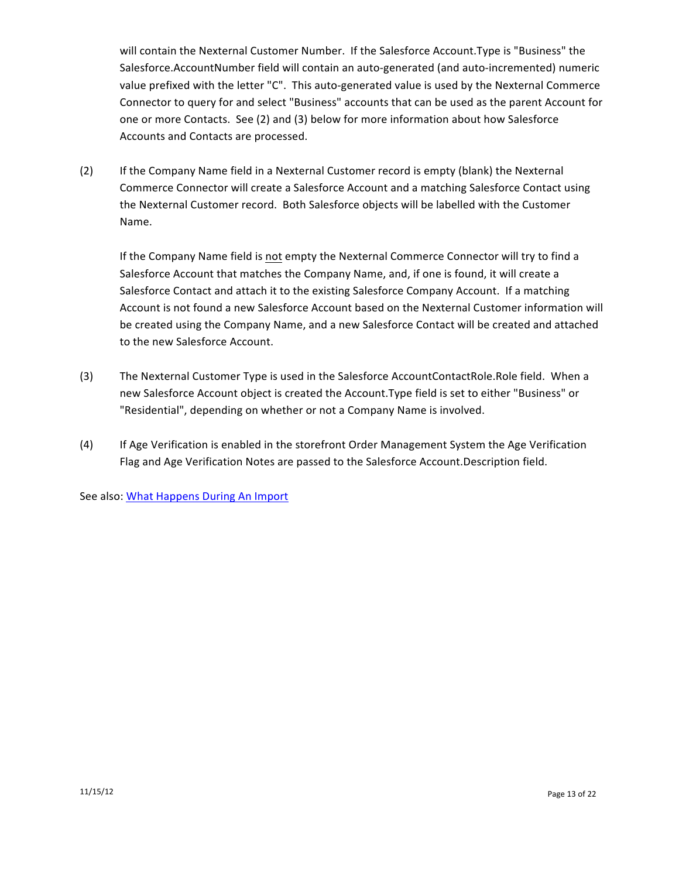will contain the Nexternal Customer Number. If the Salesforce Account.Type is "Business" the Salesforce.AccountNumber field will contain an auto-generated (and auto-incremented) numeric value prefixed with the letter "C". This auto-generated value is used by the Nexternal Commerce Connector to query for and select "Business" accounts that can be used as the parent Account for one or more Contacts. See (2) and (3) below for more information about how Salesforce Accounts and Contacts are processed.

(2) If the Company Name field in a Nexternal Customer record is empty (blank) the Nexternal Commerce Connector will create a Salesforce Account and a matching Salesforce Contact using the Nexternal Customer record. Both Salesforce objects will be labelled with the Customer Name.

If the Company Name field is <u>not</u> empty the Nexternal Commerce Connector will try to find a Salesforce Account that matches the Company Name, and, if one is found, it will create a Salesforce Contact and attach it to the existing Salesforce Company Account. If a matching Account is not found a new Salesforce Account based on the Nexternal Customer information will be created using the Company Name, and a new Salesforce Contact will be created and attached to the new Salesforce Account.

(3) The Nexternal Customer Type is used in the Salesforce AccountContactRole.Role field. When a new Salesforce Account object is created the Account.Type field is set to either "Business" or "Residential", depending on whether or not a Company Name is involved.

(4) If Age Verification is enabled in the storefront Order Management System the Age Verification Flag and Age Verification Notes are passed to the Salesforce Account.Description field.

See also: [What Happens During An Import]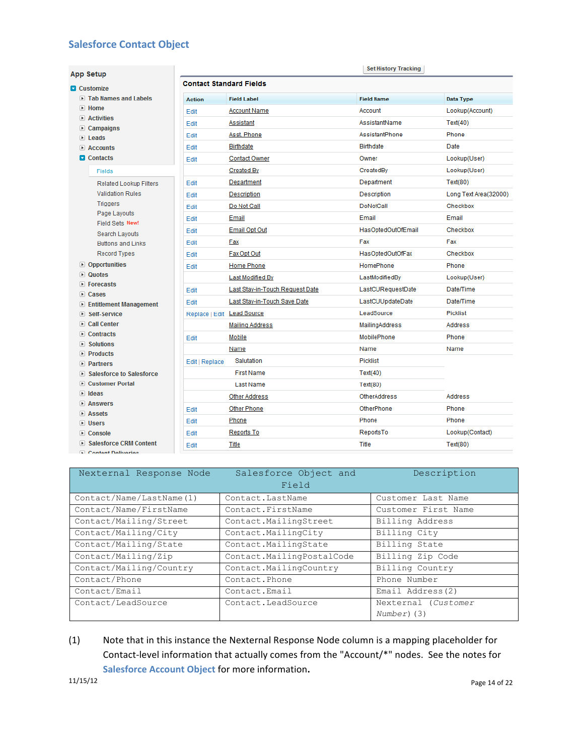## Salesforce Contact Object

App Setup

- Customize
  - Tab Names and Labels
  - Home
  - Activities
  - Campaigns
  - Leads
  - Accounts
  - Contacts
    - Fields
    - Related Lookup Filters
    - Validation Rules
    - Triggers
    - Page Layouts
    - Field Sets New!
    - Search Layouts
    - Buttons and Links
    - Record Types
  - Opportunities
  - Quotes
  - Forecasts
  - Cases
  - Entitlement Management
  - Self-Service
  - Call Center
  - Contracts
  - Solutions
  - Products
  - Partners
  - Salesforce to Salesforce
  - Customer Portal
  - Ideas
  - Answers
  - Assets
  - Users
  - Console
  - Salesforce CRM Content
  - Content Deliveries

Set History Tracking

**Contact Standard Fields**

| Action | Field Label | Field Name | Data Type |
|---|---|---|---|
| Edit | Account Name | Account | Lookup(Account) |
| Edit | Assistant | AssistantName | Text(40) |
| Edit | Asst. Phone | AssistantPhone | Phone |
| Edit | Birthdate | Birthdate | Date |
| Edit | Contact Owner | Owner | Lookup(User) |
| | Created By | CreatedBy | Lookup(User) |
| Edit | Department | Department | Text(80) |
| Edit | Description | Description | Long Text Area(32000) |
| Edit | Do Not Call | DoNotCall | Checkbox |
| Edit | Email | Email | Email |
| Edit | Email Opt Out | HasOptedOutOfEmail | Checkbox |
| Edit | Fax | Fax | Fax |
| Edit | Fax Opt Out | HasOptedOutOfFax | Checkbox |
| Edit | Home Phone | HomePhone | Phone |
| | Last Modified By | LastModifiedBy | Lookup(User) |
| Edit | Last Stay-in-Touch Request Date | LastCURequestDate | Date/Time |
| Edit | Last Stay-in-Touch Save Date | LastCUUpdateDate | Date/Time |
| Replace \| Edit | Lead Source | LeadSource | Picklist |
| | Mailing Address | MailingAddress | Address |
| Edit | Mobile | MobilePhone | Phone |
| | Name | Name | Name |
| Edit \| Replace | Salutation | Picklist | |
| | First Name | Text(40) | |
| | Last Name | Text(80) | |
| | Other Address | OtherAddress | Address |
| Edit | Other Phone | OtherPhone | Phone |
| Edit | Phone | Phone | Phone |
| Edit | Reports To | ReportsTo | Lookup(Contact) |
| Edit | Title | Title | Text(80) |

| Nexternal Response Node | Salesforce Object and Field | Description |
|---|---|---|
| Contact/Name/LastName(1) | Contact.LastName | Customer Last Name |
| Contact/Name/FirstName | Contact.FirstName | Customer First Name |
| Contact/Mailing/Street | Contact.MailingStreet | Billing Address |
| Contact/Mailing/City | Contact.MailingCity | Billing City |
| Contact/Mailing/State | Contact.MailingState | Billing State |
| Contact/Mailing/Zip | Contact.MailingPostalCode | Billing Zip Code |
| Contact/Mailing/Country | Contact.MailingCountry | Billing Country |
| Contact/Phone | Contact.Phone | Phone Number |
| Contact/Email | Contact.Email | Email Address(2) |
| Contact/LeadSource | Contact.LeadSource | Nexternal (*Customer Number*)(3) |

(1) Note that in this instance the Nexternal Response Node column is a mapping placeholder for Contact-level information that actually comes from the "Account/*" nodes. See the notes for **Salesforce Account Object** for more information.

11/15/12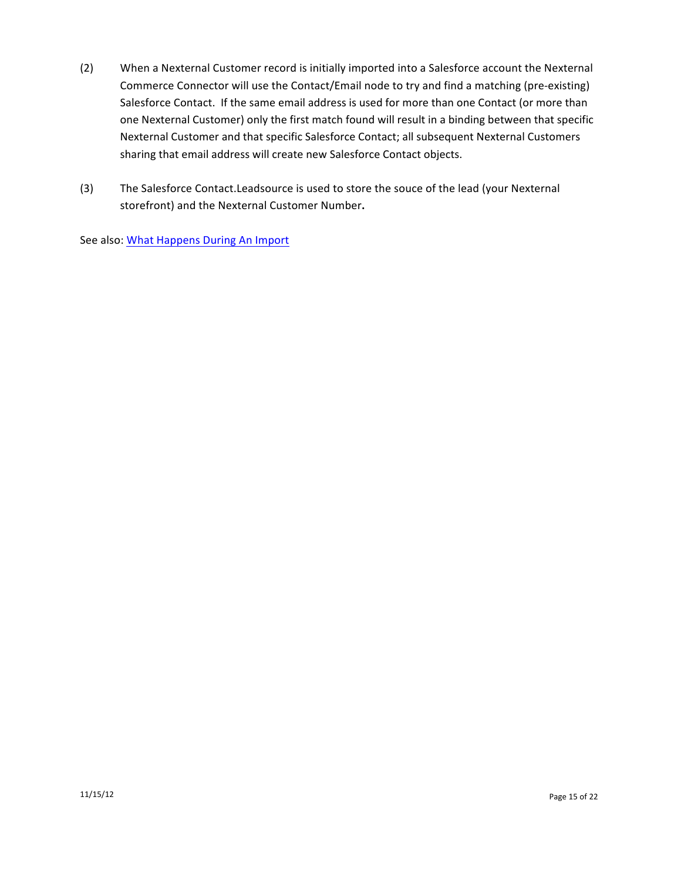(2) When a Nexternal Customer record is initially imported into a Salesforce account the Nexternal Commerce Connector will use the Contact/Email node to try and find a matching (pre-existing) Salesforce Contact. If the same email address is used for more than one Contact (or more than one Nexternal Customer) only the first match found will result in a binding between that specific Nexternal Customer and that specific Salesforce Contact; all subsequent Nexternal Customers sharing that email address will create new Salesforce Contact objects.

(3) The Salesforce Contact.Leadsource is used to store the souce of the lead (your Nexternal storefront) and the Nexternal Customer Number**.**

See also: What Happens During An Import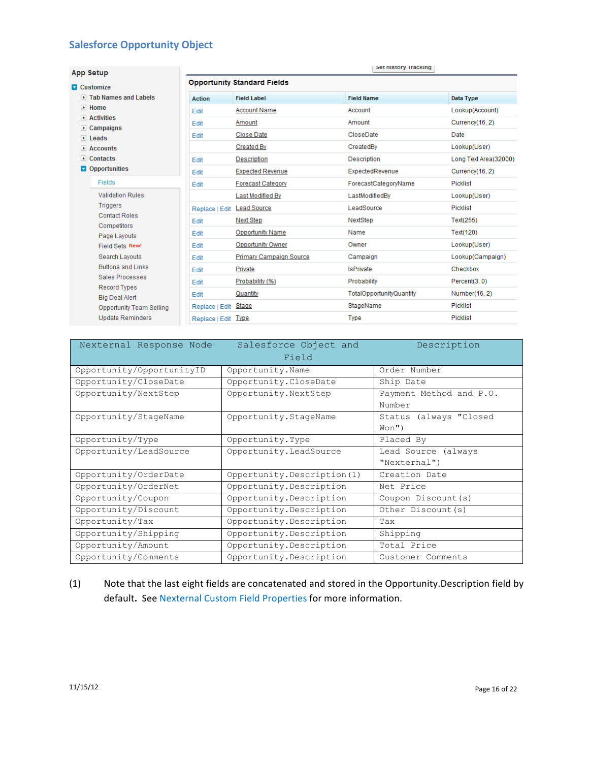## Salesforce Opportunity Object

**App Setup**

- Customize
  - Tab Names and Labels
  - Home
  - Activities
  - Campaigns
  - Leads
  - Accounts
  - Contacts
  - Opportunities
    - Fields
    - Validation Rules
    - Triggers
    - Contact Roles
    - Competitors
    - Page Layouts
    - Field Sets New!
    - Search Layouts
    - Buttons and Links
    - Sales Processes
    - Record Types
    - Big Deal Alert
    - Opportunity Team Selling
    - Update Reminders

Set History Tracking

**Opportunity Standard Fields**

| Action | Field Label | Field Name | Data Type |
|---|---|---|---|
| Edit | Account Name | Account | Lookup(Account) |
| Edit | Amount | Amount | Currency(16, 2) |
| Edit | Close Date | CloseDate | Date |
| | Created By | CreatedBy | Lookup(User) |
| Edit | Description | Description | Long Text Area(32000) |
| Edit | Expected Revenue | ExpectedRevenue | Currency(16, 2) |
| Edit | Forecast Category | ForecastCategoryName | Picklist |
| | Last Modified By | LastModifiedBy | Lookup(User) |
| Replace \| Edit | Lead Source | LeadSource | Picklist |
| Edit | Next Step | NextStep | Text(255) |
| Edit | Opportunity Name | Name | Text(120) |
| Edit | Opportunity Owner | Owner | Lookup(User) |
| Edit | Primary Campaign Source | Campaign | Lookup(Campaign) |
| Edit | Private | IsPrivate | Checkbox |
| Edit | Probability (%) | Probability | Percent(3, 0) |
| Edit | Quantity | TotalOpportunityQuantity | Number(16, 2) |
| Replace \| Edit | Stage | StageName | Picklist |
| Replace \| Edit | Type | Type | Picklist |

| Nexternal Response Node | Salesforce Object and Field | Description |
|---|---|---|
| Opportunity/OpportunityID | Opportunity.Name | Order Number |
| Opportunity/CloseDate | Opportunity.CloseDate | Ship Date |
| Opportunity/NextStep | Opportunity.NextStep | Payment Method and P.O. Number |
| Opportunity/StageName | Opportunity.StageName | Status (always "Closed Won") |
| Opportunity/Type | Opportunity.Type | Placed By |
| Opportunity/LeadSource | Opportunity.LeadSource | Lead Source (always "Nexternal") |
| Opportunity/OrderDate | Opportunity.Description(1) | Creation Date |
| Opportunity/OrderNet | Opportunity.Description | Net Price |
| Opportunity/Coupon | Opportunity.Description | Coupon Discount(s) |
| Opportunity/Discount | Opportunity.Description | Other Discount(s) |
| Opportunity/Tax | Opportunity.Description | Tax |
| Opportunity/Shipping | Opportunity.Description | Shipping |
| Opportunity/Amount | Opportunity.Description | Total Price |
| Opportunity/Comments | Opportunity.Description | Customer Comments |

(1) Note that the last eight fields are concatenated and stored in the Opportunity.Description field by default. See Nexternal Custom Field Properties for more information.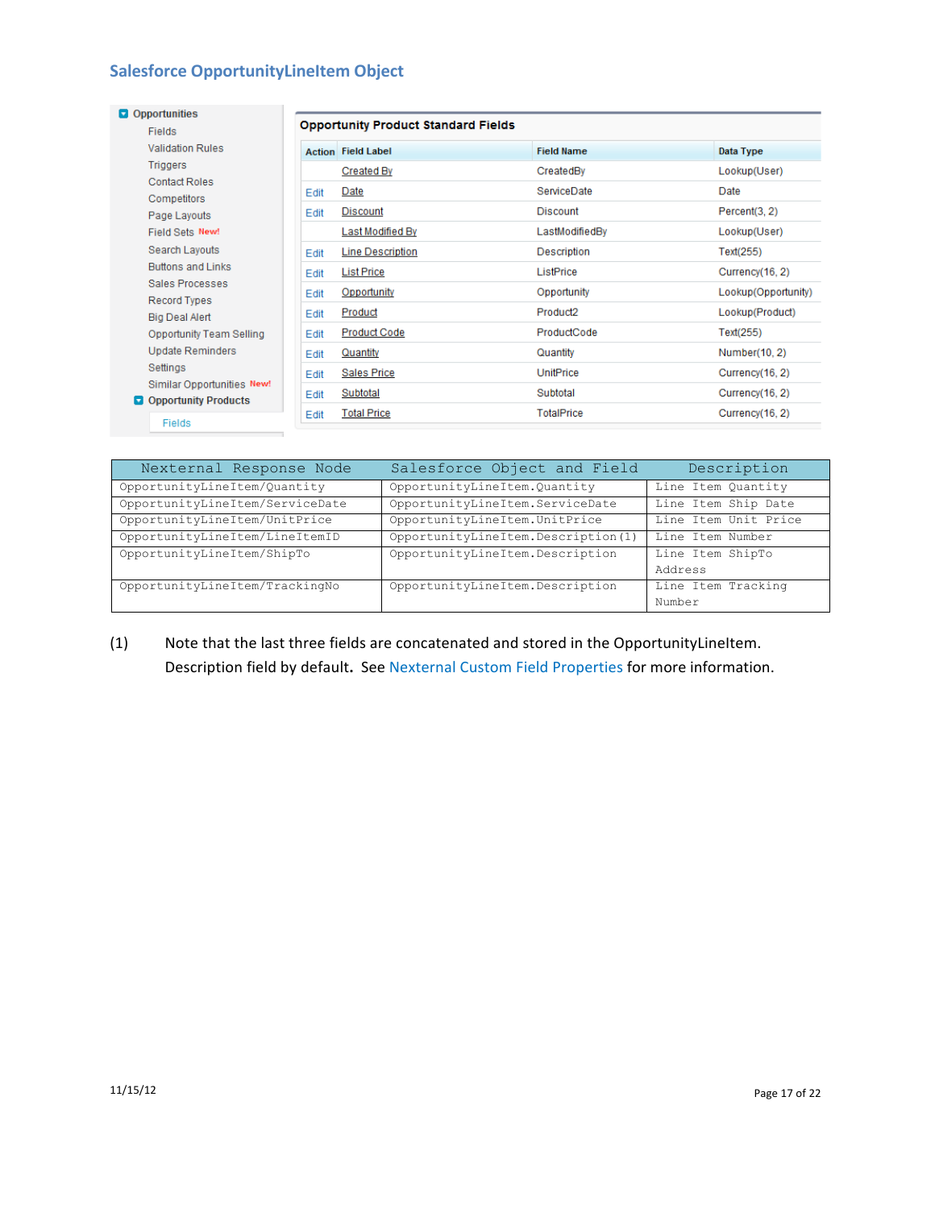## Salesforce OpportunityLineItem Object

- Opportunities
  - Fields
  - Validation Rules
  - Triggers
  - Contact Roles
  - Competitors
  - Page Layouts
  - Field Sets New!
  - Search Layouts
  - Buttons and Links
  - Sales Processes
  - Record Types
  - Big Deal Alert
  - Opportunity Team Selling
  - Update Reminders
  - Settings
  - Similar Opportunities New!
  - Opportunity Products
    - Fields

**Opportunity Product Standard Fields**

| Action | Field Label | Field Name | Data Type |
|---|---|---|---|
| | Created By | CreatedBy | Lookup(User) |
| Edit | Date | ServiceDate | Date |
| Edit | Discount | Discount | Percent(3, 2) |
| | Last Modified By | LastModifiedBy | Lookup(User) |
| Edit | Line Description | Description | Text(255) |
| Edit | List Price | ListPrice | Currency(16, 2) |
| Edit | Opportunity | Opportunity | Lookup(Opportunity) |
| Edit | Product | Product2 | Lookup(Product) |
| Edit | Product Code | ProductCode | Text(255) |
| Edit | Quantity | Quantity | Number(10, 2) |
| Edit | Sales Price | UnitPrice | Currency(16, 2) |
| Edit | Subtotal | Subtotal | Currency(16, 2) |
| Edit | Total Price | TotalPrice | Currency(16, 2) |

| Nexternal Response Node | Salesforce Object and Field | Description |
|---|---|---|
| OpportunityLineItem/Quantity | OpportunityLineItem.Quantity | Line Item Quantity |
| OpportunityLineItem/ServiceDate | OpportunityLineItem.ServiceDate | Line Item Ship Date |
| OpportunityLineItem/UnitPrice | OpportunityLineItem.UnitPrice | Line Item Unit Price |
| OpportunityLineItem/LineItemID | OpportunityLineItem.Description(1) | Line Item Number |
| OpportunityLineItem/ShipTo | OpportunityLineItem.Description | Line Item ShipTo Address |
| OpportunityLineItem/TrackingNo | OpportunityLineItem.Description | Line Item Tracking Number |

(1) Note that the last three fields are concatenated and stored in the OpportunityLineItem. Description field by default. See Nexternal Custom Field Properties for more information.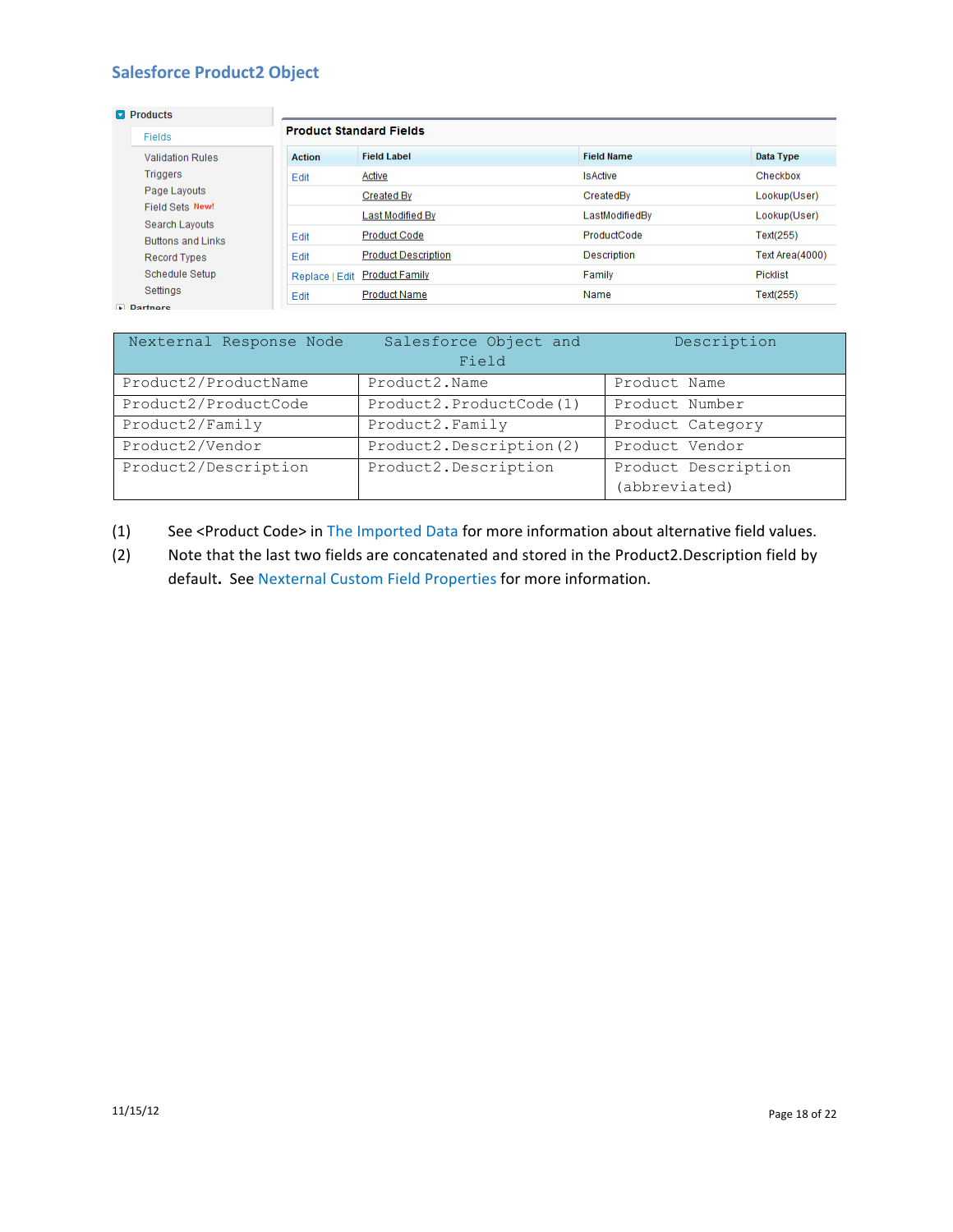## Salesforce Product2 Object

| Action | Field Label | Field Name | Data Type |
|---|---|---|---|
| Edit | Active | IsActive | Checkbox |
| | Created By | CreatedBy | Lookup(User) |
| | Last Modified By | LastModifiedBy | Lookup(User) |
| Edit | Product Code | ProductCode | Text(255) |
| Edit | Product Description | Description | Text Area(4000) |
| Replace \| Edit | Product Family | Family | Picklist |
| Edit | Product Name | Name | Text(255) |

| Nexternal Response Node | Salesforce Object and Field | Description |
|---|---|---|
| Product2/ProductName | Product2.Name | Product Name |
| Product2/ProductCode | Product2.ProductCode (1) | Product Number |
| Product2/Family | Product2.Family | Product Category |
| Product2/Vendor | Product2.Description (2) | Product Vendor |
| Product2/Description | Product2.Description | Product Description (abbreviated) |

(1) See <Product Code> in The Imported Data for more information about alternative field values.

(2) Note that the last two fields are concatenated and stored in the Product2.Description field by default. See Nexternal Custom Field Properties for more information.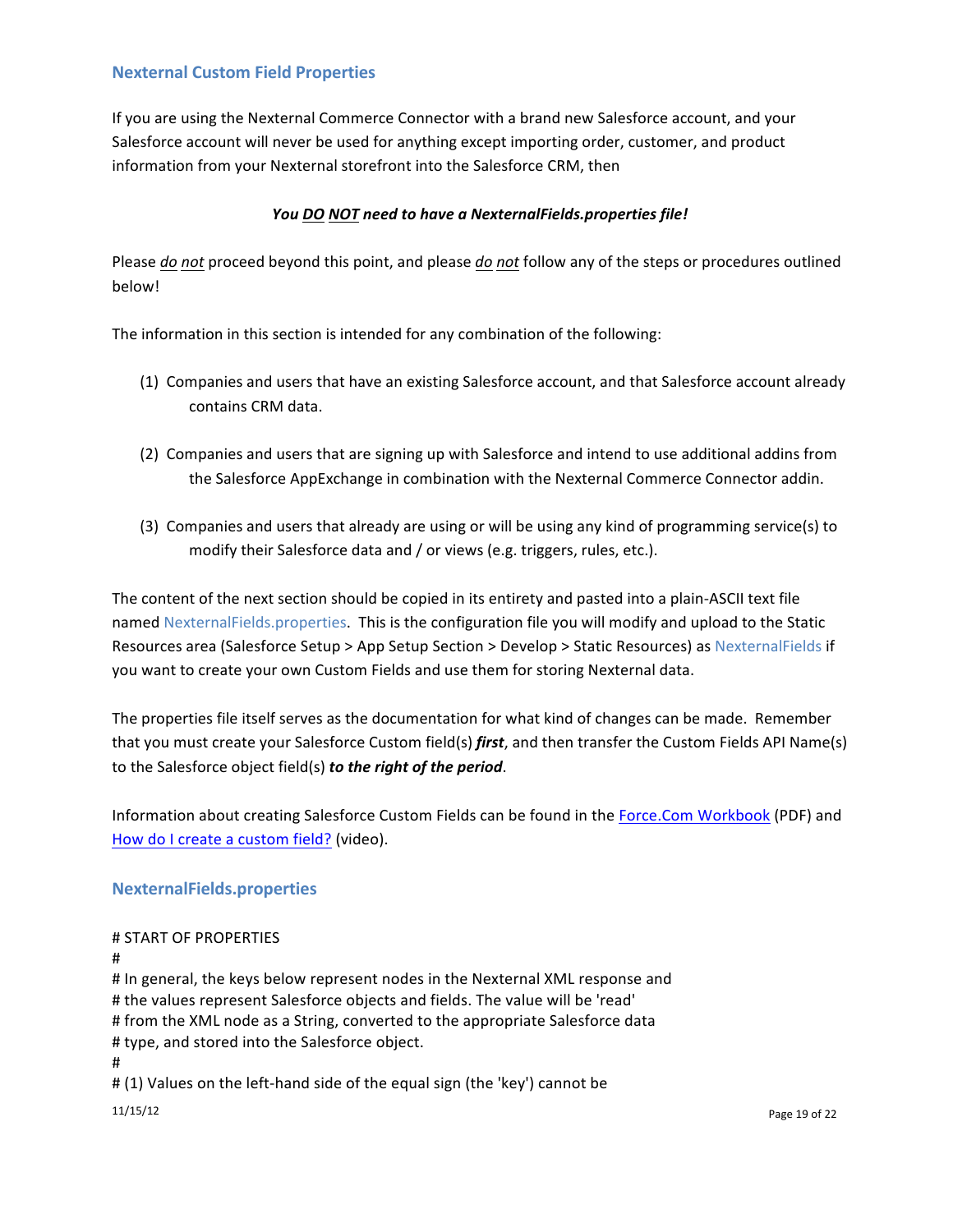## Nexternal Custom Field Properties

If you are using the Nexternal Commerce Connector with a brand new Salesforce account, and your Salesforce account will never be used for anything except importing order, customer, and product information from your Nexternal storefront into the Salesforce CRM, then

***You DO NOT need to have a NexternalFields.properties file!***

Please *do not* proceed beyond this point, and please *do not* follow any of the steps or procedures outlined below!

The information in this section is intended for any combination of the following:

(1) Companies and users that have an existing Salesforce account, and that Salesforce account already contains CRM data.

(2) Companies and users that are signing up with Salesforce and intend to use additional addins from the Salesforce AppExchange in combination with the Nexternal Commerce Connector addin.

(3) Companies and users that already are using or will be using any kind of programming service(s) to modify their Salesforce data and / or views (e.g. triggers, rules, etc.).

The content of the next section should be copied in its entirety and pasted into a plain-ASCII text file named NexternalFields.properties. This is the configuration file you will modify and upload to the Static Resources area (Salesforce Setup > App Setup Section > Develop > Static Resources) as NexternalFields if you want to create your own Custom Fields and use them for storing Nexternal data.

The properties file itself serves as the documentation for what kind of changes can be made. Remember that you must create your Salesforce Custom field(s) ***first***, and then transfer the Custom Fields API Name(s) to the Salesforce object field(s) ***to the right of the period***.

Information about creating Salesforce Custom Fields can be found in the [Force.Com Workbook](#) (PDF) and [How do I create a custom field?](#) (video).

## NexternalFields.properties

```
# START OF PROPERTIES
#
# In general, the keys below represent nodes in the Nexternal XML response and
# the values represent Salesforce objects and fields. The value will be 'read'
# from the XML node as a String, converted to the appropriate Salesforce data
# type, and stored into the Salesforce object.
#
# (1) Values on the left-hand side of the equal sign (the 'key') cannot be
```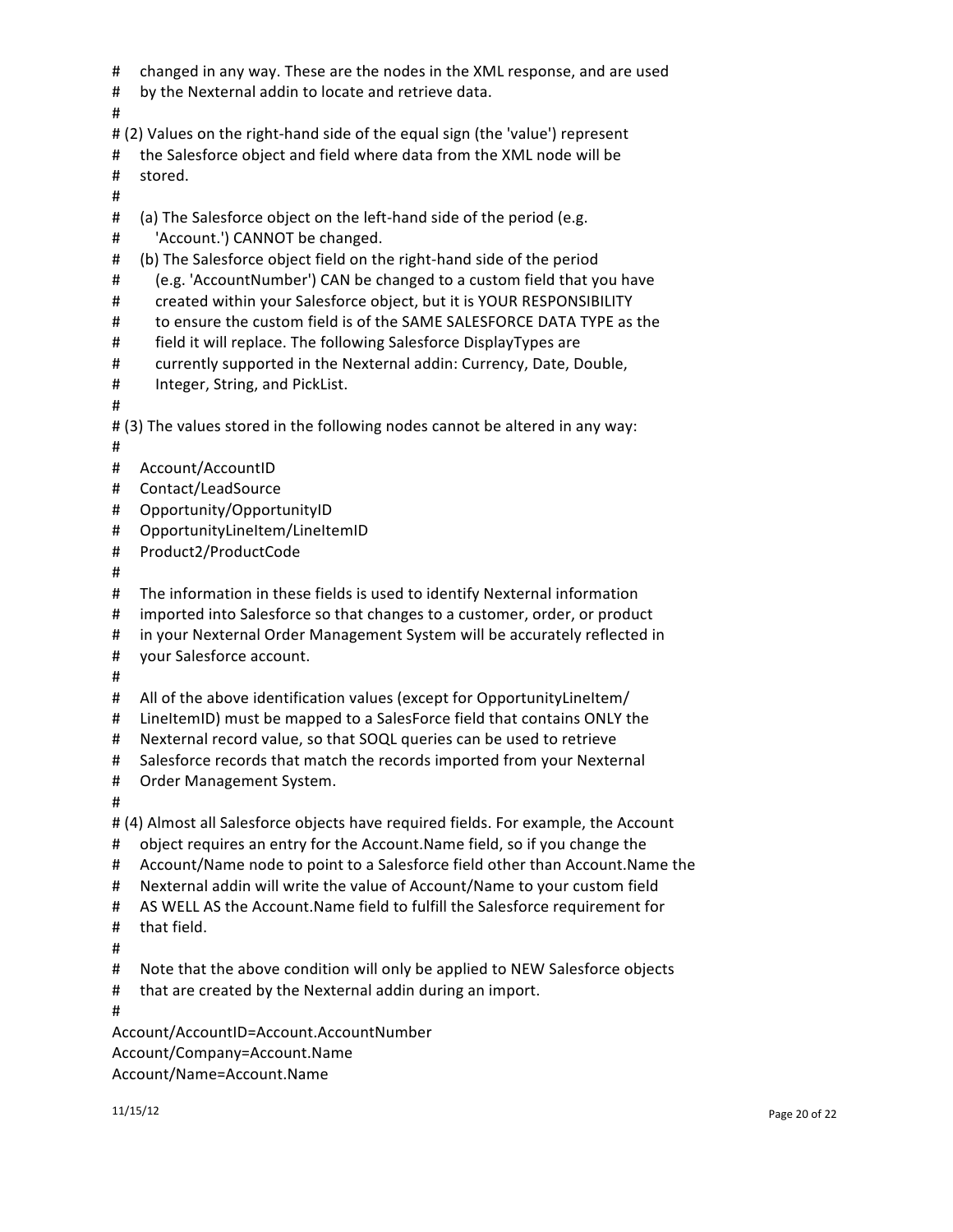```
#    changed in any way. These are the nodes in the XML response, and are used
#    by the Nexternal addin to locate and retrieve data.
#
# (2) Values on the right-hand side of the equal sign (the 'value') represent
#    the Salesforce object and field where data from the XML node will be
#    stored.
#
#    (a) The Salesforce object on the left-hand side of the period (e.g.
#       'Account.') CANNOT be changed.
#    (b) The Salesforce object field on the right-hand side of the period
#       (e.g. 'AccountNumber') CAN be changed to a custom field that you have
#       created within your Salesforce object, but it is YOUR RESPONSIBILITY
#       to ensure the custom field is of the SAME SALESFORCE DATA TYPE as the
#       field it will replace. The following Salesforce DisplayTypes are
#       currently supported in the Nexternal addin: Currency, Date, Double,
#       Integer, String, and PickList.
#
# (3) The values stored in the following nodes cannot be altered in any way:
#
#    Account/AccountID
#    Contact/LeadSource
#    Opportunity/OpportunityID
#    OpportunityLineItem/LineItemID
#    Product2/ProductCode
#
#    The information in these fields is used to identify Nexternal information
#    imported into Salesforce so that changes to a customer, order, or product
#    in your Nexternal Order Management System will be accurately reflected in
#    your Salesforce account.
#
#    All of the above identification values (except for OpportunityLineItem/
#    LineItemID) must be mapped to a SalesForce field that contains ONLY the
#    Nexternal record value, so that SOQL queries can be used to retrieve
#    Salesforce records that match the records imported from your Nexternal
#    Order Management System.
#
# (4) Almost all Salesforce objects have required fields. For example, the Account
#    object requires an entry for the Account.Name field, so if you change the
#    Account/Name node to point to a Salesforce field other than Account.Name the
#    Nexternal addin will write the value of Account/Name to your custom field
#    AS WELL AS the Account.Name field to fulfill the Salesforce requirement for
#    that field.
#
#    Note that the above condition will only be applied to NEW Salesforce objects
#    that are created by the Nexternal addin during an import.
#
Account/AccountID=Account.AccountNumber
Account/Company=Account.Name
Account/Name=Account.Name
```

11/15/12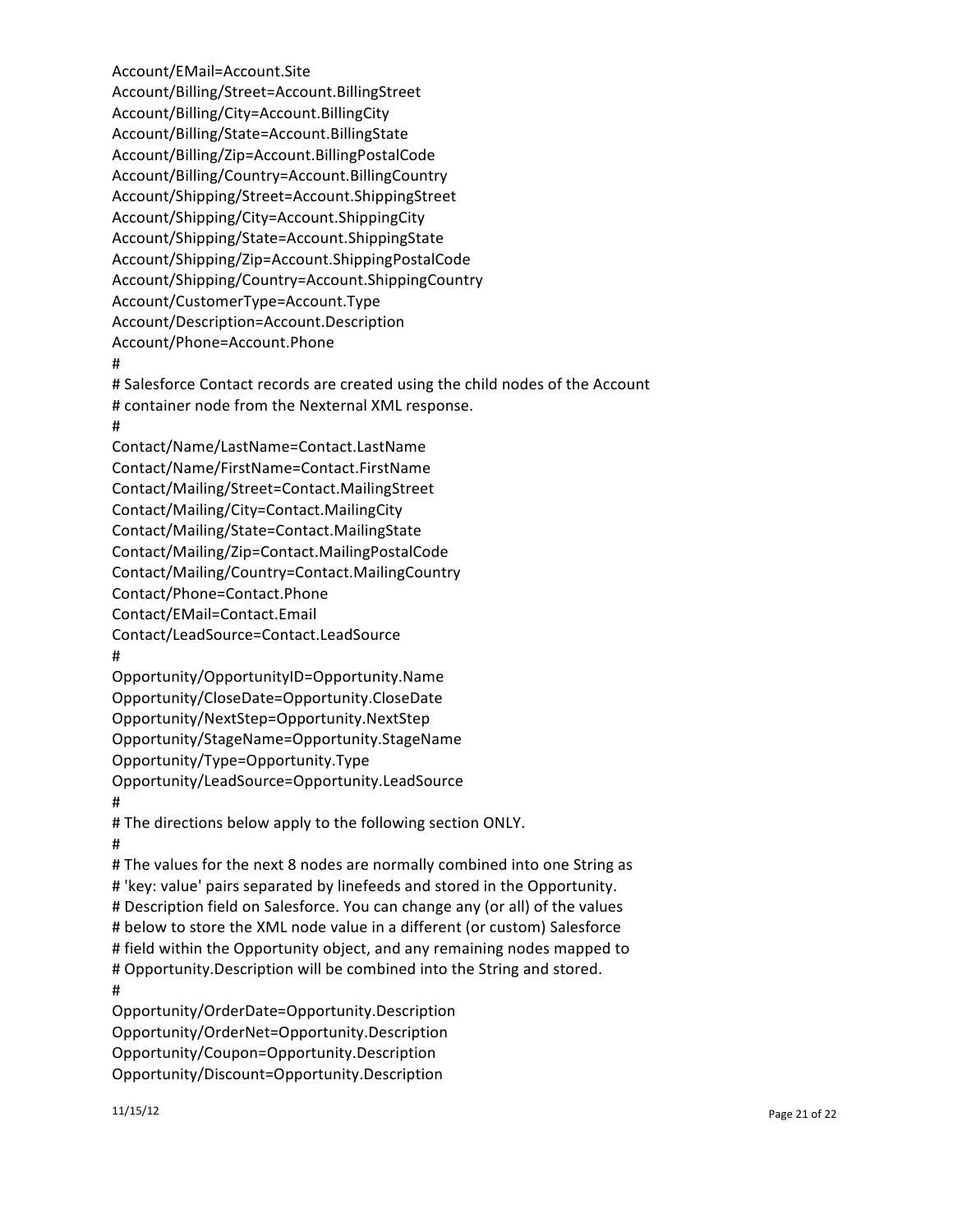```
Account/EMail=Account.Site
Account/Billing/Street=Account.BillingStreet
Account/Billing/City=Account.BillingCity
Account/Billing/State=Account.BillingState
Account/Billing/Zip=Account.BillingPostalCode
Account/Billing/Country=Account.BillingCountry
Account/Shipping/Street=Account.ShippingStreet
Account/Shipping/City=Account.ShippingCity
Account/Shipping/State=Account.ShippingState
Account/Shipping/Zip=Account.ShippingPostalCode
Account/Shipping/Country=Account.ShippingCountry
Account/CustomerType=Account.Type
Account/Description=Account.Description
Account/Phone=Account.Phone
#
# Salesforce Contact records are created using the child nodes of the Account
# container node from the Nexternal XML response.
#
Contact/Name/LastName=Contact.LastName
Contact/Name/FirstName=Contact.FirstName
Contact/Mailing/Street=Contact.MailingStreet
Contact/Mailing/City=Contact.MailingCity
Contact/Mailing/State=Contact.MailingState
Contact/Mailing/Zip=Contact.MailingPostalCode
Contact/Mailing/Country=Contact.MailingCountry
Contact/Phone=Contact.Phone
Contact/EMail=Contact.Email
Contact/LeadSource=Contact.LeadSource
#
Opportunity/OpportunityID=Opportunity.Name
Opportunity/CloseDate=Opportunity.CloseDate
Opportunity/NextStep=Opportunity.NextStep
Opportunity/StageName=Opportunity.StageName
Opportunity/Type=Opportunity.Type
Opportunity/LeadSource=Opportunity.LeadSource
#
# The directions below apply to the following section ONLY.
#
# The values for the next 8 nodes are normally combined into one String as
# 'key: value' pairs separated by linefeeds and stored in the Opportunity.
# Description field on Salesforce. You can change any (or all) of the values
# below to store the XML node value in a different (or custom) Salesforce
# field within the Opportunity object, and any remaining nodes mapped to
# Opportunity.Description will be combined into the String and stored.
#
Opportunity/OrderDate=Opportunity.Description
Opportunity/OrderNet=Opportunity.Description
Opportunity/Coupon=Opportunity.Description
Opportunity/Discount=Opportunity.Description
```

11/15/12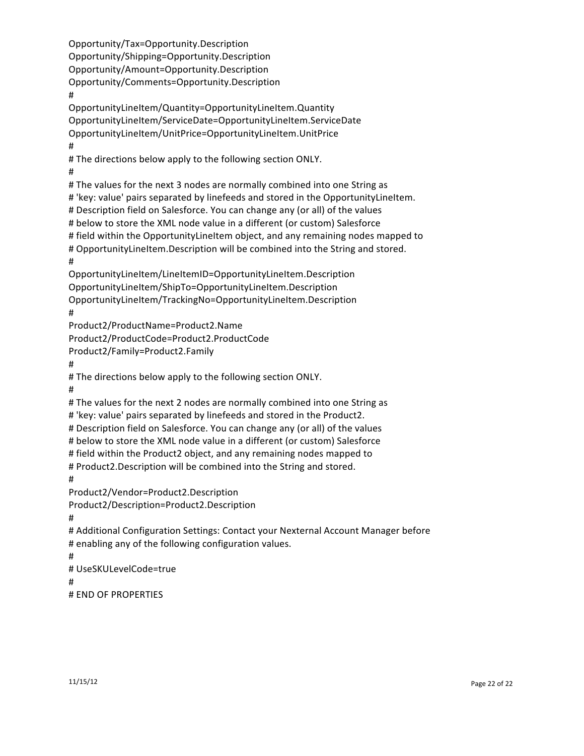```
Opportunity/Tax=Opportunity.Description
Opportunity/Shipping=Opportunity.Description
Opportunity/Amount=Opportunity.Description
Opportunity/Comments=Opportunity.Description
#
OpportunityLineItem/Quantity=OpportunityLineItem.Quantity
OpportunityLineItem/ServiceDate=OpportunityLineItem.ServiceDate
OpportunityLineItem/UnitPrice=OpportunityLineItem.UnitPrice
#
# The directions below apply to the following section ONLY.
#
# The values for the next 3 nodes are normally combined into one String as
# 'key: value' pairs separated by linefeeds and stored in the OpportunityLineItem.
# Description field on Salesforce. You can change any (or all) of the values
# below to store the XML node value in a different (or custom) Salesforce
# field within the OpportunityLineItem object, and any remaining nodes mapped to
# OpportunityLineItem.Description will be combined into the String and stored.
#
OpportunityLineItem/LineItemID=OpportunityLineItem.Description
OpportunityLineItem/ShipTo=OpportunityLineItem.Description
OpportunityLineItem/TrackingNo=OpportunityLineItem.Description
#
Product2/ProductName=Product2.Name
Product2/ProductCode=Product2.ProductCode
Product2/Family=Product2.Family
#
# The directions below apply to the following section ONLY.
#
# The values for the next 2 nodes are normally combined into one String as
# 'key: value' pairs separated by linefeeds and stored in the Product2.
# Description field on Salesforce. You can change any (or all) of the values
# below to store the XML node value in a different (or custom) Salesforce
# field within the Product2 object, and any remaining nodes mapped to
# Product2.Description will be combined into the String and stored.
#
Product2/Vendor=Product2.Description
Product2/Description=Product2.Description
#
# Additional Configuration Settings: Contact your Nexternal Account Manager before
# enabling any of the following configuration values.
#
# UseSKULevelCode=true
#
# END OF PROPERTIES
```